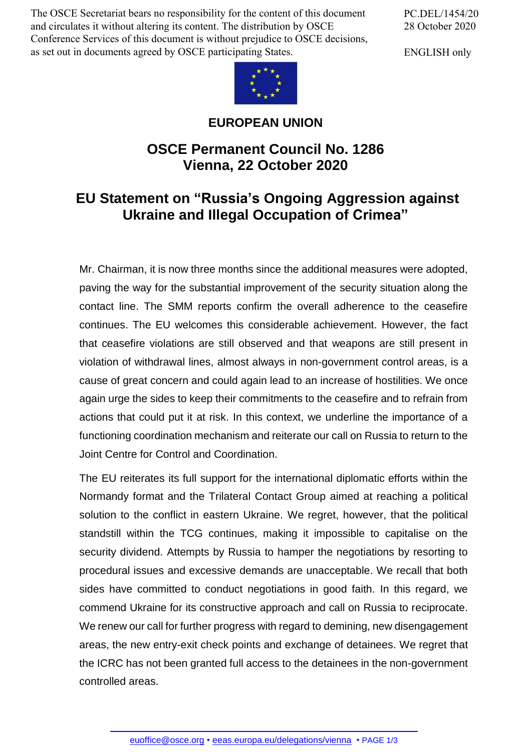The OSCE Secretariat bears no responsibility for the content of this document and circulates it without altering its content. The distribution by OSCE Conference Services of this document is without prejudice to OSCE decisions, as set out in documents agreed by OSCE participating States.

PC.DEL/1454/20
28 October 2020

ENGLISH only

**EUROPEAN UNION**

# OSCE Permanent Council No. 1286
# Vienna, 22 October 2020

## EU Statement on "Russia's Ongoing Aggression against Ukraine and Illegal Occupation of Crimea"

Mr. Chairman, it is now three months since the additional measures were adopted, paving the way for the substantial improvement of the security situation along the contact line. The SMM reports confirm the overall adherence to the ceasefire continues. The EU welcomes this considerable achievement. However, the fact that ceasefire violations are still observed and that weapons are still present in violation of withdrawal lines, almost always in non-government control areas, is a cause of great concern and could again lead to an increase of hostilities. We once again urge the sides to keep their commitments to the ceasefire and to refrain from actions that could put it at risk. In this context, we underline the importance of a functioning coordination mechanism and reiterate our call on Russia to return to the Joint Centre for Control and Coordination.

The EU reiterates its full support for the international diplomatic efforts within the Normandy format and the Trilateral Contact Group aimed at reaching a political solution to the conflict in eastern Ukraine. We regret, however, that the political standstill within the TCG continues, making it impossible to capitalise on the security dividend. Attempts by Russia to hamper the negotiations by resorting to procedural issues and excessive demands are unacceptable. We recall that both sides have committed to conduct negotiations in good faith. In this regard, we commend Ukraine for its constructive approach and call on Russia to reciprocate. We renew our call for further progress with regard to demining, new disengagement areas, the new entry-exit check points and exchange of detainees. We regret that the ICRC has not been granted full access to the detainees in the non-government controlled areas.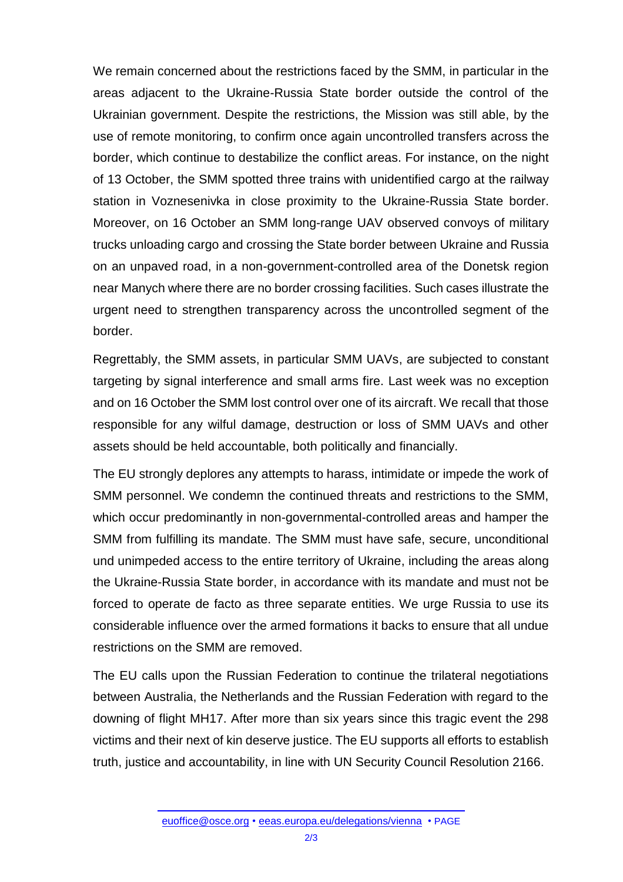We remain concerned about the restrictions faced by the SMM, in particular in the areas adjacent to the Ukraine-Russia State border outside the control of the Ukrainian government. Despite the restrictions, the Mission was still able, by the use of remote monitoring, to confirm once again uncontrolled transfers across the border, which continue to destabilize the conflict areas. For instance, on the night of 13 October, the SMM spotted three trains with unidentified cargo at the railway station in Voznesenivka in close proximity to the Ukraine-Russia State border. Moreover, on 16 October an SMM long-range UAV observed convoys of military trucks unloading cargo and crossing the State border between Ukraine and Russia on an unpaved road, in a non-government-controlled area of the Donetsk region near Manych where there are no border crossing facilities. Such cases illustrate the urgent need to strengthen transparency across the uncontrolled segment of the border.

Regrettably, the SMM assets, in particular SMM UAVs, are subjected to constant targeting by signal interference and small arms fire. Last week was no exception and on 16 October the SMM lost control over one of its aircraft. We recall that those responsible for any wilful damage, destruction or loss of SMM UAVs and other assets should be held accountable, both politically and financially.

The EU strongly deplores any attempts to harass, intimidate or impede the work of SMM personnel. We condemn the continued threats and restrictions to the SMM, which occur predominantly in non-governmental-controlled areas and hamper the SMM from fulfilling its mandate. The SMM must have safe, secure, unconditional und unimpeded access to the entire territory of Ukraine, including the areas along the Ukraine-Russia State border, in accordance with its mandate and must not be forced to operate de facto as three separate entities. We urge Russia to use its considerable influence over the armed formations it backs to ensure that all undue restrictions on the SMM are removed.

The EU calls upon the Russian Federation to continue the trilateral negotiations between Australia, the Netherlands and the Russian Federation with regard to the downing of flight MH17. After more than six years since this tragic event the 298 victims and their next of kin deserve justice. The EU supports all efforts to establish truth, justice and accountability, in line with UN Security Council Resolution 2166.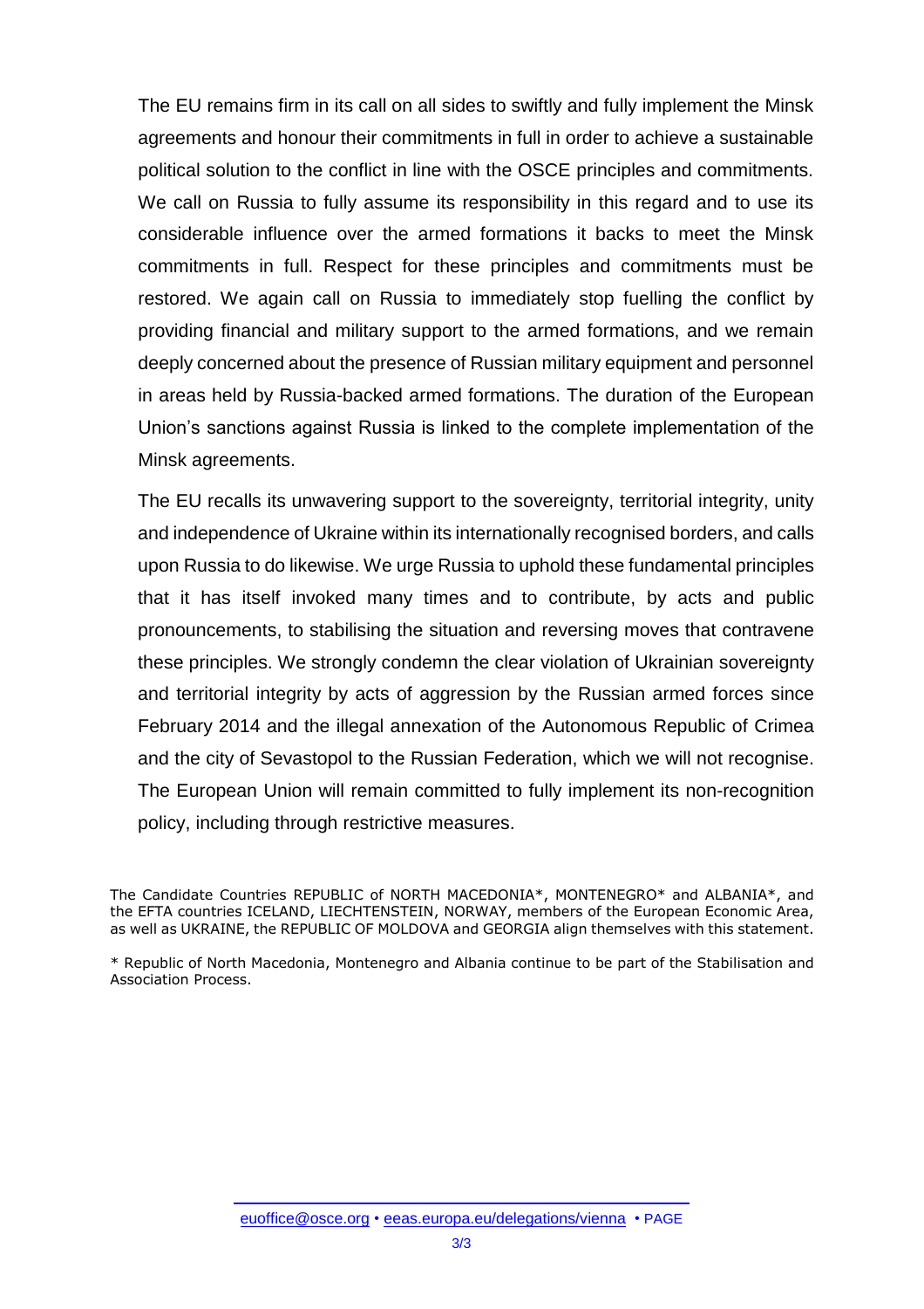The EU remains firm in its call on all sides to swiftly and fully implement the Minsk agreements and honour their commitments in full in order to achieve a sustainable political solution to the conflict in line with the OSCE principles and commitments. We call on Russia to fully assume its responsibility in this regard and to use its considerable influence over the armed formations it backs to meet the Minsk commitments in full. Respect for these principles and commitments must be restored. We again call on Russia to immediately stop fuelling the conflict by providing financial and military support to the armed formations, and we remain deeply concerned about the presence of Russian military equipment and personnel in areas held by Russia-backed armed formations. The duration of the European Union's sanctions against Russia is linked to the complete implementation of the Minsk agreements.

The EU recalls its unwavering support to the sovereignty, territorial integrity, unity and independence of Ukraine within its internationally recognised borders, and calls upon Russia to do likewise. We urge Russia to uphold these fundamental principles that it has itself invoked many times and to contribute, by acts and public pronouncements, to stabilising the situation and reversing moves that contravene these principles. We strongly condemn the clear violation of Ukrainian sovereignty and territorial integrity by acts of aggression by the Russian armed forces since February 2014 and the illegal annexation of the Autonomous Republic of Crimea and the city of Sevastopol to the Russian Federation, which we will not recognise. The European Union will remain committed to fully implement its non-recognition policy, including through restrictive measures.

The Candidate Countries REPUBLIC of NORTH MACEDONIA*, MONTENEGRO* and ALBANIA*, and the EFTA countries ICELAND, LIECHTENSTEIN, NORWAY, members of the European Economic Area, as well as UKRAINE, the REPUBLIC OF MOLDOVA and GEORGIA align themselves with this statement.

* Republic of North Macedonia, Montenegro and Albania continue to be part of the Stabilisation and Association Process.

euoffice@osce.org • eeas.europa.eu/delegations/vienna